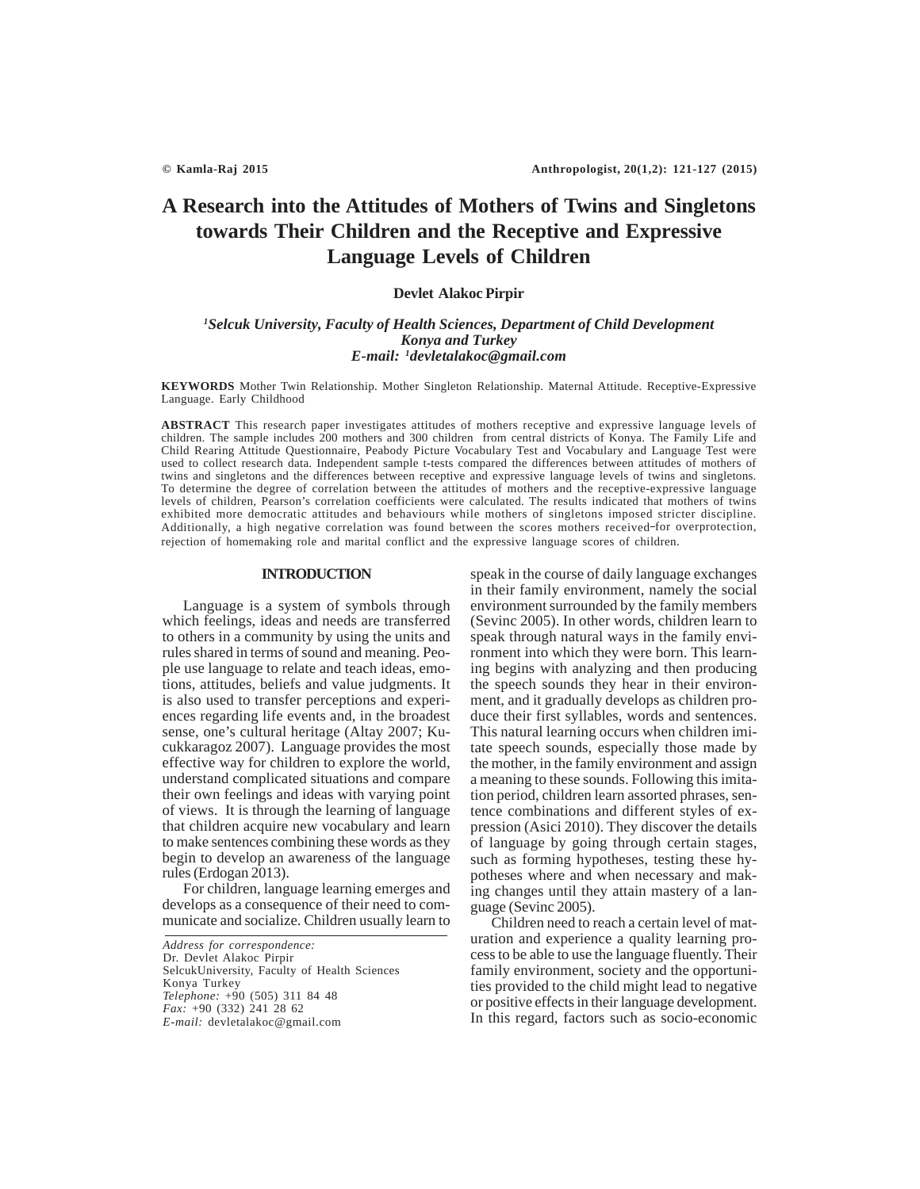# A Research into the Attitudes of Mothers of Twins and Singletons towards Their Children and the Receptive and Expressive Language Levels of Children

**Devlet Alakoc Pirpir**

*[1]Selcuk University, Faculty of Health Sciences, Department of Child Development Konya and Turkey*
*E-mail: [1]devletalakoc@gmail.com*

**KEYWORDS** Mother Twin Relationship. Mother Singleton Relationship. Maternal Attitude. Receptive-Expressive Language. Early Childhood

**ABSTRACT** This research paper investigates attitudes of mothers receptive and expressive language levels of children. The sample includes 200 mothers and 300 children from central districts of Konya. The Family Life and Child Rearing Attitude Questionnaire, Peabody Picture Vocabulary Test and Vocabulary and Language Test were used to collect research data. Independent sample t-tests compared the differences between attitudes of mothers of twins and singletons and the differences between receptive and expressive language levels of twins and singletons. To determine the degree of correlation between the attitudes of mothers and the receptive-expressive language levels of children, Pearson's correlation coefficients were calculated. The results indicated that mothers of twins exhibited more democratic attitudes and behaviours while mothers of singletons imposed stricter discipline. Additionally, a high negative correlation was found between the scores mothers received for overprotection, rejection of homemaking role and marital conflict and the expressive language scores of children.

## INTRODUCTION

Language is a system of symbols through which feelings, ideas and needs are transferred to others in a community by using the units and rules shared in terms of sound and meaning. People use language to relate and teach ideas, emotions, attitudes, beliefs and value judgments. It is also used to transfer perceptions and experiences regarding life events and, in the broadest sense, one's cultural heritage (Altay 2007; Kucukkaragoz 2007). Language provides the most effective way for children to explore the world, understand complicated situations and compare their own feelings and ideas with varying point of views. It is through the learning of language that children acquire new vocabulary and learn to make sentences combining these words as they begin to develop an awareness of the language rules (Erdogan 2013).

For children, language learning emerges and develops as a consequence of their need to communicate and socialize. Children usually learn to speak in the course of daily language exchanges in their family environment, namely the social environment surrounded by the family members (Sevinc 2005). In other words, children learn to speak through natural ways in the family environment into which they were born. This learning begins with analyzing and then producing the speech sounds they hear in their environment, and it gradually develops as children produce their first syllables, words and sentences. This natural learning occurs when children imitate speech sounds, especially those made by the mother, in the family environment and assign a meaning to these sounds. Following this imitation period, children learn assorted phrases, sentence combinations and different styles of expression (Asici 2010). They discover the details of language by going through certain stages, such as forming hypotheses, testing these hypotheses where and when necessary and making changes until they attain mastery of a language (Sevinc 2005).

Children need to reach a certain level of maturation and experience a quality learning process to be able to use the language fluently. Their family environment, society and the opportunities provided to the child might lead to negative or positive effects in their language development. In this regard, factors such as socio-economic

*Address for correspondence:*
Dr. Devlet Alakoc Pirpir
SelcukUniversity, Faculty of Health Sciences
Konya Turkey
*Telephone:* +90 (505) 311 84 48
*Fax:* +90 (332) 241 28 62
*E-mail:* devletalakoc@gmail.com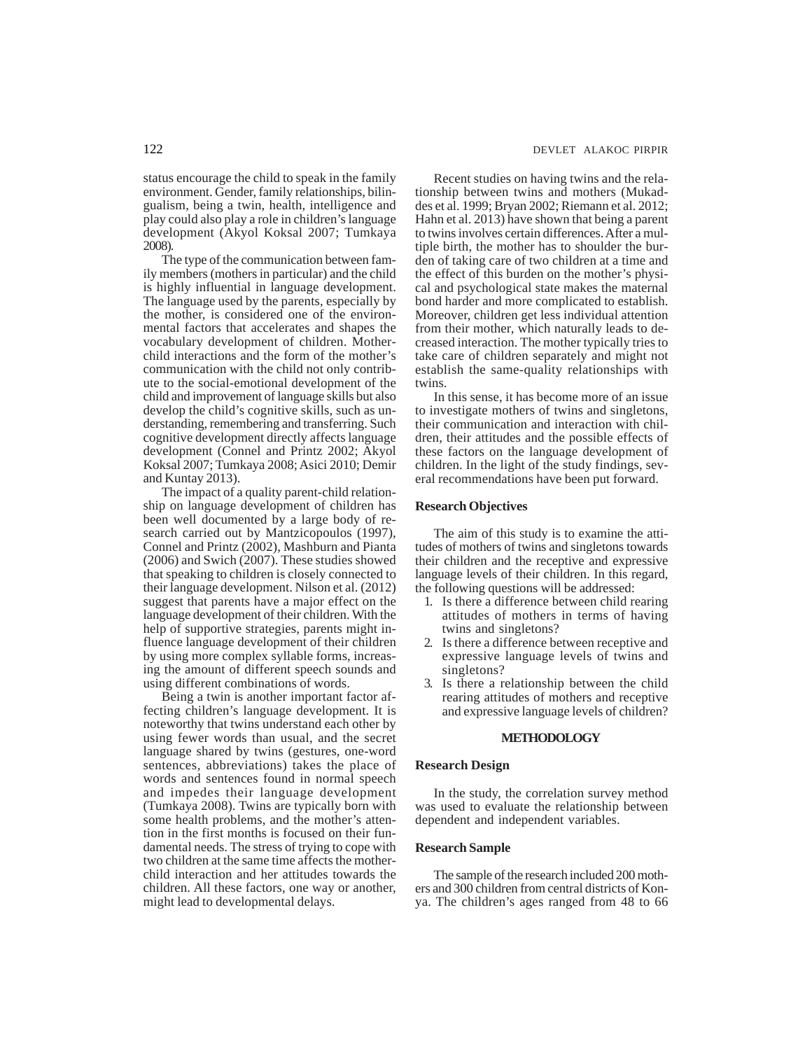status encourage the child to speak in the family environment. Gender, family relationships, bilingualism, being a twin, health, intelligence and play could also play a role in children's language development (Akyol Koksal 2007; Tumkaya 2008).

The type of the communication between family members (mothers in particular) and the child is highly influential in language development. The language used by the parents, especially by the mother, is considered one of the environmental factors that accelerates and shapes the vocabulary development of children. Mother-child interactions and the form of the mother's communication with the child not only contribute to the social-emotional development of the child and improvement of language skills but also develop the child's cognitive skills, such as understanding, remembering and transferring. Such cognitive development directly affects language development (Connel and Printz 2002; Akyol Koksal 2007; Tumkaya 2008; Asici 2010; Demir and Kuntay 2013).

The impact of a quality parent-child relationship on language development of children has been well documented by a large body of research carried out by Mantzicopoulos (1997), Connel and Printz (2002), Mashburn and Pianta (2006) and Swich (2007). These studies showed that speaking to children is closely connected to their language development. Nilson et al. (2012) suggest that parents have a major effect on the language development of their children. With the help of supportive strategies, parents might influence language development of their children by using more complex syllable forms, increasing the amount of different speech sounds and using different combinations of words.

Being a twin is another important factor affecting children's language development. It is noteworthy that twins understand each other by using fewer words than usual, and the secret language shared by twins (gestures, one-word sentences, abbreviations) takes the place of words and sentences found in normal speech and impedes their language development (Tumkaya 2008). Twins are typically born with some health problems, and the mother's attention in the first months is focused on their fundamental needs. The stress of trying to cope with two children at the same time affects the mother-child interaction and her attitudes towards the children. All these factors, one way or another, might lead to developmental delays.

Recent studies on having twins and the relationship between twins and mothers (Mukaddes et al. 1999; Bryan 2002; Riemann et al. 2012; Hahn et al. 2013) have shown that being a parent to twins involves certain differences. After a multiple birth, the mother has to shoulder the burden of taking care of two children at a time and the effect of this burden on the mother's physical and psychological state makes the maternal bond harder and more complicated to establish. Moreover, children get less individual attention from their mother, which naturally leads to decreased interaction. The mother typically tries to take care of children separately and might not establish the same-quality relationships with twins.

In this sense, it has become more of an issue to investigate mothers of twins and singletons, their communication and interaction with children, their attitudes and the possible effects of these factors on the language development of children. In the light of the study findings, several recommendations have been put forward.

### Research Objectives

The aim of this study is to examine the attitudes of mothers of twins and singletons towards their children and the receptive and expressive language levels of their children. In this regard, the following questions will be addressed:

1. Is there a difference between child rearing attitudes of mothers in terms of having twins and singletons?
2. Is there a difference between receptive and expressive language levels of twins and singletons?
3. Is there a relationship between the child rearing attitudes of mothers and receptive and expressive language levels of children?

## METHODOLOGY

### Research Design

In the study, the correlation survey method was used to evaluate the relationship between dependent and independent variables.

### Research Sample

The sample of the research included 200 mothers and 300 children from central districts of Konya. The children's ages ranged from 48 to 66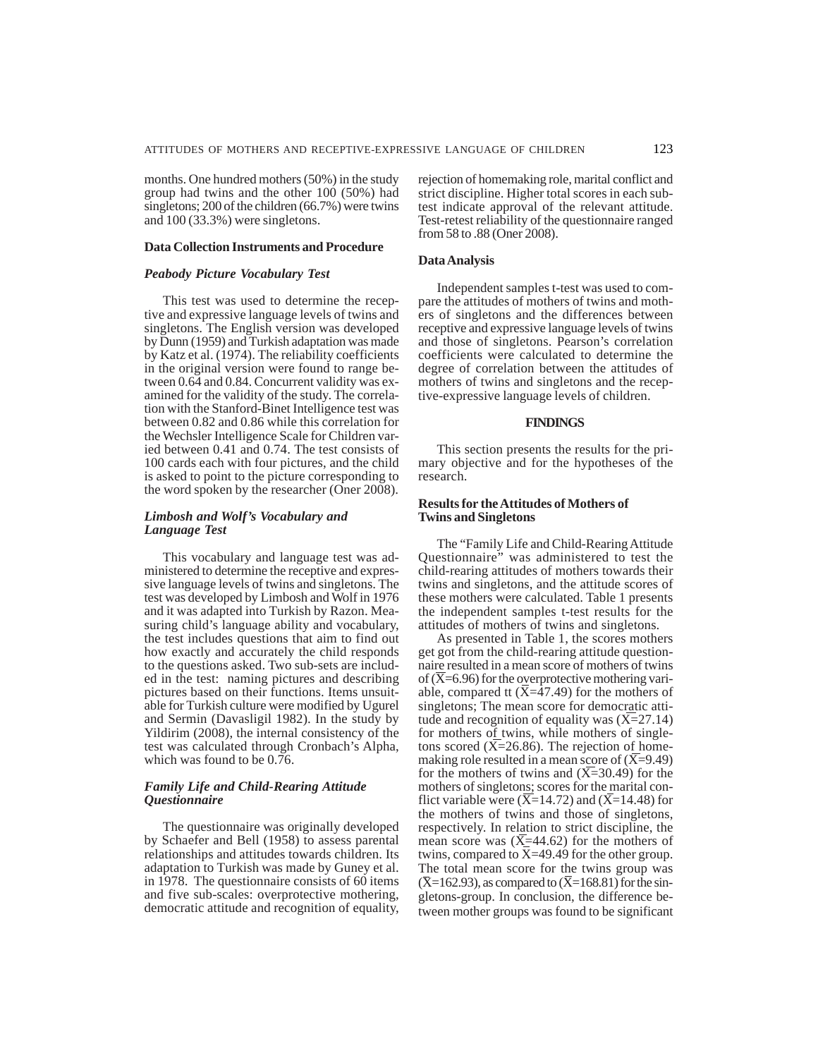months. One hundred mothers (50%) in the study group had twins and the other 100 (50%) had singletons; 200 of the children (66.7%) were twins and 100 (33.3%) were singletons.

### Data Collection Instruments and Procedure

#### *Peabody Picture Vocabulary Test*

This test was used to determine the receptive and expressive language levels of twins and singletons. The English version was developed by Dunn (1959) and Turkish adaptation was made by Katz et al. (1974). The reliability coefficients in the original version were found to range between 0.64 and 0.84. Concurrent validity was examined for the validity of the study. The correlation with the Stanford-Binet Intelligence test was between 0.82 and 0.86 while this correlation for the Wechsler Intelligence Scale for Children varied between 0.41 and 0.74. The test consists of 100 cards each with four pictures, and the child is asked to point to the picture corresponding to the word spoken by the researcher (Oner 2008).

#### *Limbosh and Wolf's Vocabulary and Language Test*

This vocabulary and language test was administered to determine the receptive and expressive language levels of twins and singletons. The test was developed by Limbosh and Wolf in 1976 and it was adapted into Turkish by Razon. Measuring child's language ability and vocabulary, the test includes questions that aim to find out how exactly and accurately the child responds to the questions asked. Two sub-sets are included in the test: naming pictures and describing pictures based on their functions. Items unsuitable for Turkish culture were modified by Ugurel and Sermin (Davasligil 1982). In the study by Yildirim (2008), the internal consistency of the test was calculated through Cronbach's Alpha, which was found to be 0.76.

#### *Family Life and Child-Rearing Attitude Questionnaire*

The questionnaire was originally developed by Schaefer and Bell (1958) to assess parental relationships and attitudes towards children. Its adaptation to Turkish was made by Guney et al. in 1978. The questionnaire consists of 60 items and five sub-scales: overprotective mothering, democratic attitude and recognition of equality, rejection of homemaking role, marital conflict and strict discipline. Higher total scores in each subtest indicate approval of the relevant attitude. Test-retest reliability of the questionnaire ranged from 58 to .88 (Oner 2008).

### Data Analysis

Independent samples t-test was used to compare the attitudes of mothers of twins and mothers of singletons and the differences between receptive and expressive language levels of twins and those of singletons. Pearson's correlation coefficients were calculated to determine the degree of correlation between the attitudes of mothers of twins and singletons and the receptive-expressive language levels of children.

## FINDINGS

This section presents the results for the primary objective and for the hypotheses of the research.

### Results for the Attitudes of Mothers of Twins and Singletons

The "Family Life and Child-Rearing Attitude Questionnaire" was administered to test the child-rearing attitudes of mothers towards their twins and singletons, and the attitude scores of these mothers were calculated. Table 1 presents the independent samples t-test results for the attitudes of mothers of twins and singletons.

As presented in Table 1, the scores mothers get got from the child-rearing attitude questionnaire resulted in a mean score of mothers of twins of ($\bar{X}$=6.96) for the overprotective mothering variable, compared tt ($\bar{X}$=47.49) for the mothers of singletons; The mean score for democratic attitude and recognition of equality was ($\bar{X}$=27.14) for mothers of twins, while mothers of singletons scored ($\bar{X}$=26.86). The rejection of homemaking role resulted in a mean score of ($\bar{X}$=9.49) for the mothers of twins and ($\bar{X}$=30.49) for the mothers of singletons; scores for the marital conflict variable were ($\bar{X}$=14.72) and ($\bar{X}$=14.48) for the mothers of twins and those of singletons, respectively. In relation to strict discipline, the mean score was ($\bar{X}$=44.62) for the mothers of twins, compared to $\bar{X}$=49.49 for the other group. The total mean score for the twins group was ($\bar{X}$=162.93), as compared to ($\bar{X}$=168.81) for the singletons-group. In conclusion, the difference between mother groups was found to be significant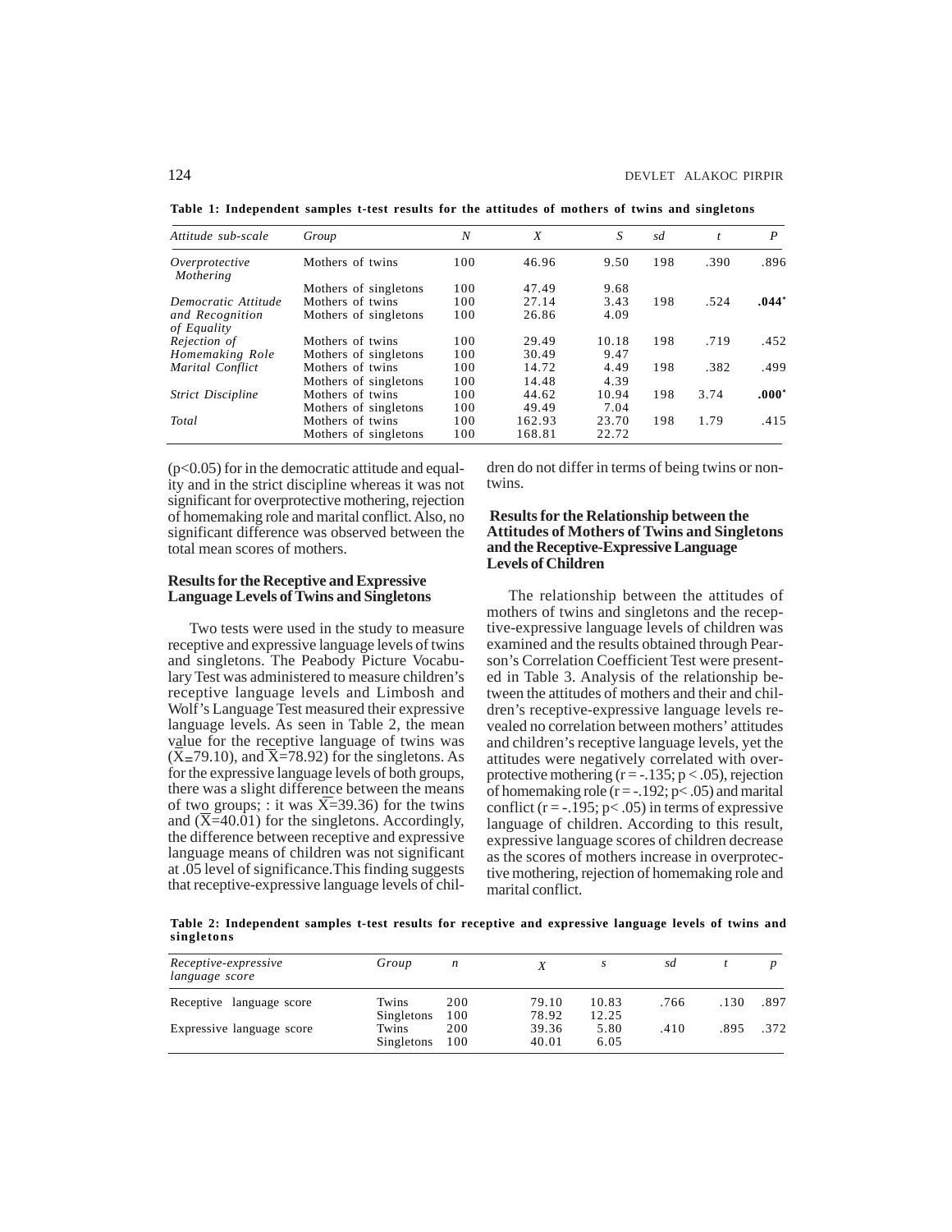**Table 1: Independent samples t-test results for the attitudes of mothers of twins and singletons**

| *Attitude sub-scale* | *Group* | *N* | *X* | *S* | *sd* | *t* | *P* |
|---|---|---|---|---|---|---|---|
| *Overprotective Mothering* | Mothers of twins | 100 | 46.96 | 9.50 | 198 | .390 | .896 |
| | Mothers of singletons | 100 | 47.49 | 9.68 | | | |
| *Democratic Attitude and Recognition of Equality* | Mothers of twins | 100 | 27.14 | 3.43 | 198 | .524 | **.044*** |
| | Mothers of singletons | 100 | 26.86 | 4.09 | | | |
| *Rejection of Homemaking Role* | Mothers of twins | 100 | 29.49 | 10.18 | 198 | .719 | .452 |
| | Mothers of singletons | 100 | 30.49 | 9.47 | | | |
| *Marital Conflict* | Mothers of twins | 100 | 14.72 | 4.49 | 198 | .382 | .499 |
| | Mothers of singletons | 100 | 14.48 | 4.39 | | | |
| *Strict Discipline* | Mothers of twins | 100 | 44.62 | 10.94 | 198 | 3.74 | **.000*** |
| | Mothers of singletons | 100 | 49.49 | 7.04 | | | |
| *Total* | Mothers of twins | 100 | 162.93 | 23.70 | 198 | 1.79 | .415 |
| | Mothers of singletons | 100 | 168.81 | 22.72 | | | |

($p<0.05$) for in the democratic attitude and equality and in the strict discipline whereas it was not significant for overprotective mothering, rejection of homemaking role and marital conflict. Also, no significant difference was observed between the total mean scores of mothers.

**Results for the Receptive and Expressive Language Levels of Twins and Singletons**

Two tests were used in the study to measure receptive and expressive language levels of twins and singletons. The Peabody Picture Vocabulary Test was administered to measure children's receptive language levels and Limbosh and Wolf's Language Test measured their expressive language levels. As seen in Table 2, the mean value for the receptive language of twins was ($\overline{X}$=79.10), and $\overline{X}$=78.92) for the singletons. As for the expressive language levels of both groups, there was a slight difference between the means of two groups; : it was $\overline{X}$=39.36) for the twins and ($\overline{X}$=40.01) for the singletons. Accordingly, the difference between receptive and expressive language means of children was not significant at .05 level of significance.This finding suggests that receptive-expressive language levels of children do not differ in terms of being twins or non-twins.

**Results for the Relationship between the Attitudes of Mothers of Twins and Singletons and the Receptive-Expressive Language Levels of Children**

The relationship between the attitudes of mothers of twins and singletons and the receptive-expressive language levels of children was examined and the results obtained through Pearson's Correlation Coefficient Test were presented in Table 3. Analysis of the relationship between the attitudes of mothers and their and children's receptive-expressive language levels revealed no correlation between mothers' attitudes and children's receptive language levels, yet the attitudes were negatively correlated with overprotective mothering ($r = -.135$; $p < .05$), rejection of homemaking role ($r = -.192$; $p< .05$) and marital conflict ($r = -.195$; $p< .05$) in terms of expressive language of children. According to this result, expressive language scores of children decrease as the scores of mothers increase in overprotective mothering, rejection of homemaking role and marital conflict.

**Table 2: Independent samples t-test results for receptive and expressive language levels of twins and singletons**

| *Receptive-expressive language score* | *Group* | *n* | *X* | *s* | *sd* | *t* | *p* |
|---|---|---|---|---|---|---|---|
| Receptive language score | Twins | 200 | 79.10 | 10.83 | .766 | .130 | .897 |
| | Singletons | 100 | 78.92 | 12.25 | | | |
| Expressive language score | Twins | 200 | 39.36 | 5.80 | .410 | .895 | .372 |
| | Singletons | 100 | 40.01 | 6.05 | | | |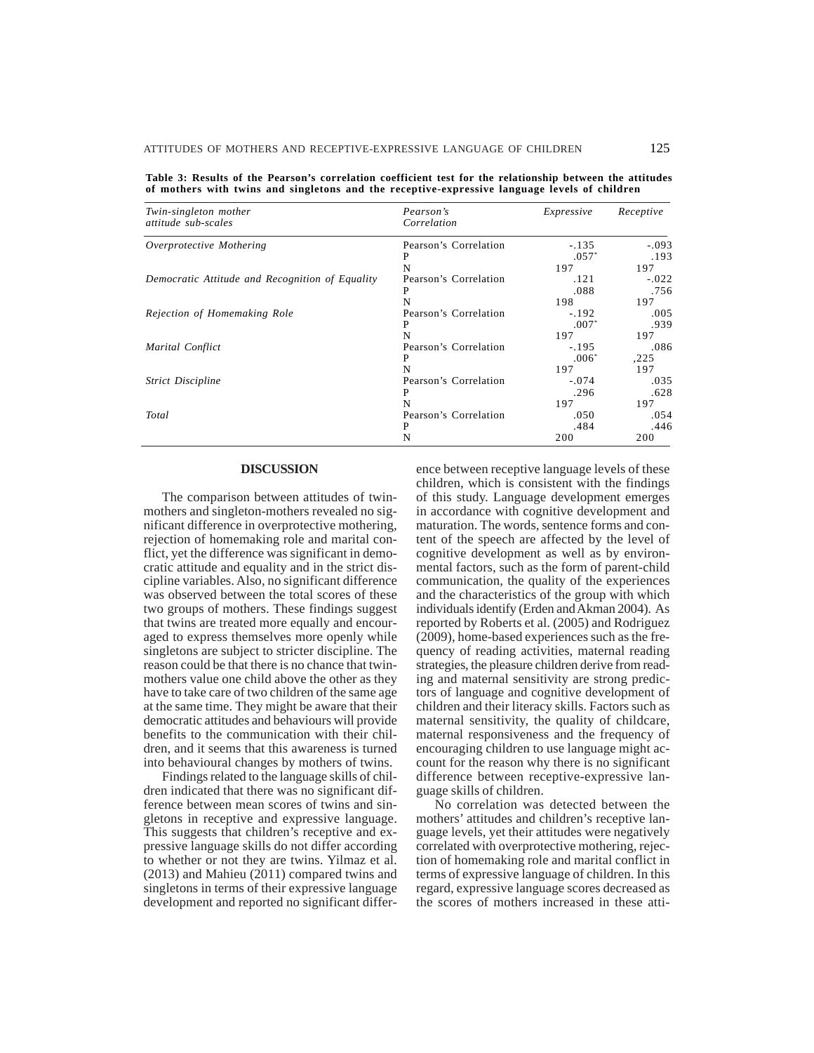**Table 3: Results of the Pearson's correlation coefficient test for the relationship between the attitudes of mothers with twins and singletons and the receptive-expressive language levels of children**

| *Twin-singleton mother attitude sub-scales* | *Pearson's Correlation* | *Expressive* | *Receptive* |
|---|---|---|---|
| *Overprotective Mothering* | Pearson's Correlation | -.135 | -.093 |
| | P | .057* | .193 |
| | N | 197 | 197 |
| *Democratic Attitude and Recognition of Equality* | Pearson's Correlation | .121 | -.022 |
| | P | .088 | .756 |
| | N | 198 | 197 |
| *Rejection of Homemaking Role* | Pearson's Correlation | -.192 | .005 |
| | P | .007* | .939 |
| | N | 197 | 197 |
| *Marital Conflict* | Pearson's Correlation | -.195 | .086 |
| | P | .006* | ,225 |
| | N | 197 | 197 |
| *Strict Discipline* | Pearson's Correlation | -.074 | .035 |
| | P | .296 | .628 |
| | N | 197 | 197 |
| *Total* | Pearson's Correlation | .050 | .054 |
| | P | .484 | .446 |
| | N | 200 | 200 |

## DISCUSSION

The comparison between attitudes of twin-mothers and singleton-mothers revealed no significant difference in overprotective mothering, rejection of homemaking role and marital conflict, yet the difference was significant in democratic attitude and equality and in the strict discipline variables. Also, no significant difference was observed between the total scores of these two groups of mothers. These findings suggest that twins are treated more equally and encouraged to express themselves more openly while singletons are subject to stricter discipline. The reason could be that there is no chance that twin-mothers value one child above the other as they have to take care of two children of the same age at the same time. They might be aware that their democratic attitudes and behaviours will provide benefits to the communication with their children, and it seems that this awareness is turned into behavioural changes by mothers of twins.

Findings related to the language skills of children indicated that there was no significant difference between mean scores of twins and singletons in receptive and expressive language. This suggests that children's receptive and expressive language skills do not differ according to whether or not they are twins. Yilmaz et al. (2013) and Mahieu (2011) compared twins and singletons in terms of their expressive language development and reported no significant difference between receptive language levels of these children, which is consistent with the findings of this study. Language development emerges in accordance with cognitive development and maturation. The words, sentence forms and content of the speech are affected by the level of cognitive development as well as by environmental factors, such as the form of parent-child communication, the quality of the experiences and the characteristics of the group with which individuals identify (Erden and Akman 2004). As reported by Roberts et al. (2005) and Rodriguez (2009), home-based experiences such as the frequency of reading activities, maternal reading strategies, the pleasure children derive from reading and maternal sensitivity are strong predictors of language and cognitive development of children and their literacy skills. Factors such as maternal sensitivity, the quality of childcare, maternal responsiveness and the frequency of encouraging children to use language might account for the reason why there is no significant difference between receptive-expressive language skills of children.

No correlation was detected between the mothers' attitudes and children's receptive language levels, yet their attitudes were negatively correlated with overprotective mothering, rejection of homemaking role and marital conflict in terms of expressive language of children. In this regard, expressive language scores decreased as the scores of mothers increased in these atti-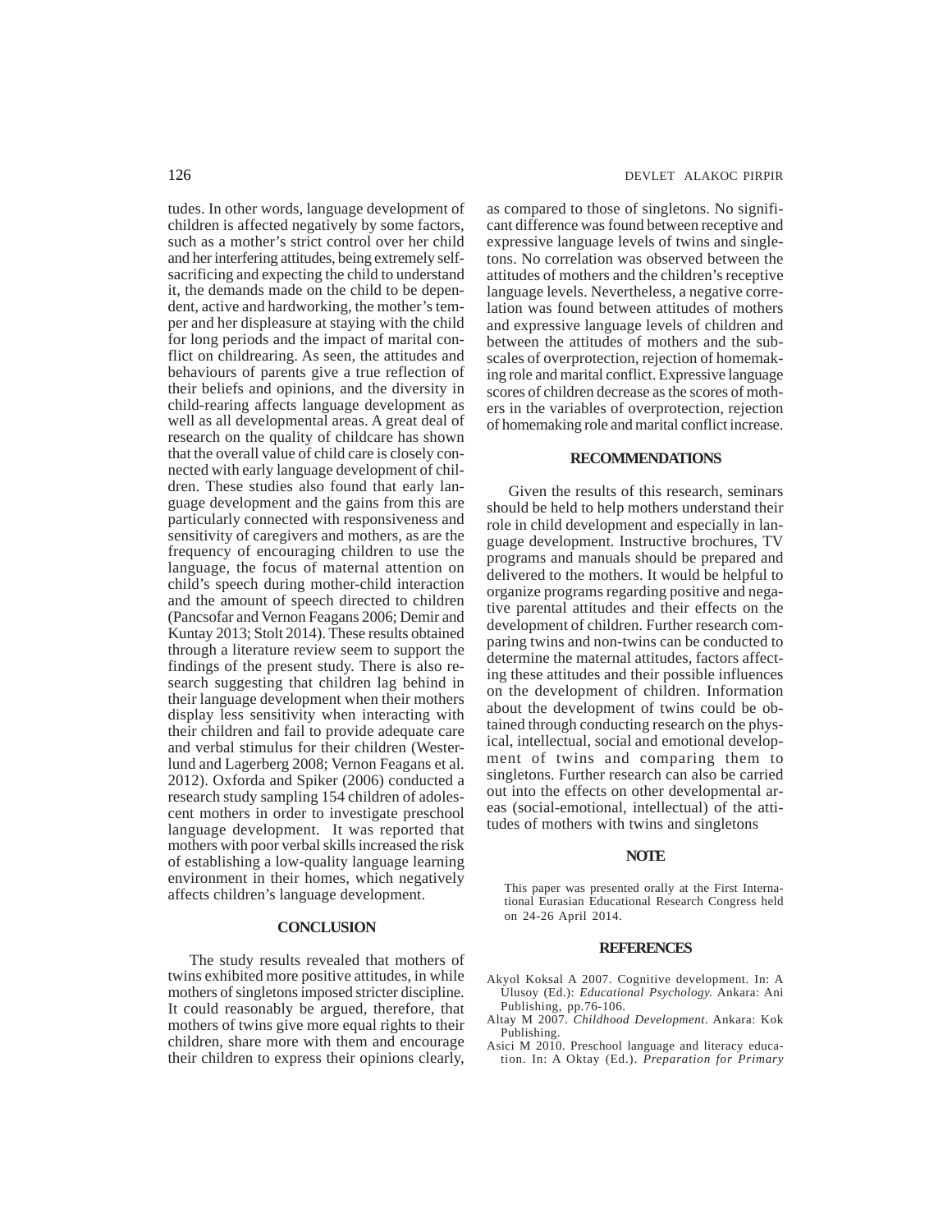tudes. In other words, language development of children is affected negatively by some factors, such as a mother's strict control over her child and her interfering attitudes, being extremely self-sacrificing and expecting the child to understand it, the demands made on the child to be dependent, active and hardworking, the mother's temper and her displeasure at staying with the child for long periods and the impact of marital conflict on childrearing. As seen, the attitudes and behaviours of parents give a true reflection of their beliefs and opinions, and the diversity in child-rearing affects language development as well as all developmental areas. A great deal of research on the quality of childcare has shown that the overall value of child care is closely connected with early language development of children. These studies also found that early language development and the gains from this are particularly connected with responsiveness and sensitivity of caregivers and mothers, as are the frequency of encouraging children to use the language, the focus of maternal attention on child's speech during mother-child interaction and the amount of speech directed to children (Pancsofar and Vernon Feagans 2006; Demir and Kuntay 2013; Stolt 2014). These results obtained through a literature review seem to support the findings of the present study. There is also research suggesting that children lag behind in their language development when their mothers display less sensitivity when interacting with their children and fail to provide adequate care and verbal stimulus for their children (Westerlund and Lagerberg 2008; Vernon Feagans et al. 2012). Oxforda and Spiker (2006) conducted a research study sampling 154 children of adolescent mothers in order to investigate preschool language development. It was reported that mothers with poor verbal skills increased the risk of establishing a low-quality language learning environment in their homes, which negatively affects children's language development.

## CONCLUSION

The study results revealed that mothers of twins exhibited more positive attitudes, in while mothers of singletons imposed stricter discipline. It could reasonably be argued, therefore, that mothers of twins give more equal rights to their children, share more with them and encourage their children to express their opinions clearly, as compared to those of singletons. No significant difference was found between receptive and expressive language levels of twins and singletons. No correlation was observed between the attitudes of mothers and the children's receptive language levels. Nevertheless, a negative correlation was found between attitudes of mothers and expressive language levels of children and between the attitudes of mothers and the subscales of overprotection, rejection of homemaking role and marital conflict. Expressive language scores of children decrease as the scores of mothers in the variables of overprotection, rejection of homemaking role and marital conflict increase.

## RECOMMENDATIONS

Given the results of this research, seminars should be held to help mothers understand their role in child development and especially in language development. Instructive brochures, TV programs and manuals should be prepared and delivered to the mothers. It would be helpful to organize programs regarding positive and negative parental attitudes and their effects on the development of children. Further research comparing twins and non-twins can be conducted to determine the maternal attitudes, factors affecting these attitudes and their possible influences on the development of children. Information about the development of twins could be obtained through conducting research on the physical, intellectual, social and emotional development of twins and comparing them to singletons. Further research can also be carried out into the effects on other developmental areas (social-emotional, intellectual) of the attitudes of mothers with twins and singletons

## NOTE

This paper was presented orally at the First International Eurasian Educational Research Congress held on 24-26 April 2014.

## REFERENCES

Akyol Koksal A 2007. Cognitive development. In: A Ulusoy (Ed.): *Educational Psychology.* Ankara: Ani Publishing, pp.76-106.

Altay M 2007. *Childhood Development*. Ankara: Kok Publishing.

Asici M 2010. Preschool language and literacy education. In: A Oktay (Ed.). *Preparation for Primary*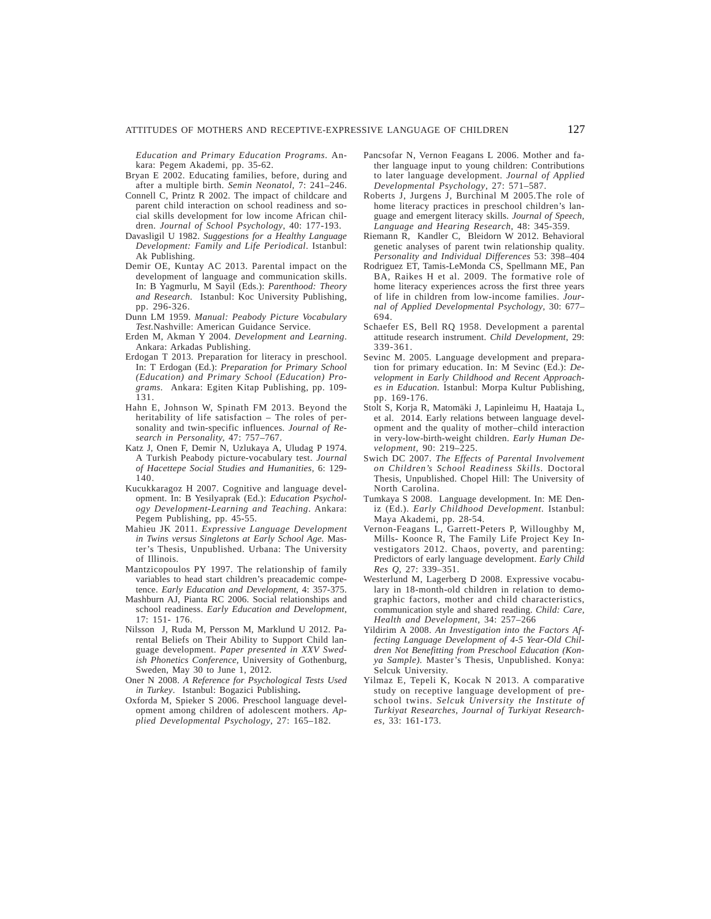*Education and Primary Education Programs*. Ankara: Pegem Akademi, pp. 35-62.

Bryan E 2002. Educating families, before, during and after a multiple birth. *Semin Neonatol,* 7: 241–246.

Connell C, Printz R 2002. The impact of childcare and parent child interaction on school readiness and social skills development for low income African children. *Journal of School Psychology*, 40: 177-193.

Davasligil U 1982. *Suggestions for a Healthy Language Development: Family and Life Periodical*. Istanbul: Ak Publishing.

Demir OE, Kuntay AC 2013. Parental impact on the development of language and communication skills. In: B Yagmurlu, M Sayil (Eds.): *Parenthood: Theory and Research.* Istanbul: Koc University Publishing, pp. 296-326.

Dunn LM 1959. *Manual: Peabody Picture Vocabulary Test.*Nashville: American Guidance Service.

Erden M, Akman Y 2004. *Development and Learning*. Ankara: Arkadas Publishing.

Erdogan T 2013. Preparation for literacy in preschool. In: T Erdogan (Ed.): *Preparation for Primary School (Education) and Primary School (Education) Programs.* Ankara: Egiten Kitap Publishing, pp. 109-131.

Hahn E, Johnson W, Spinath FM 2013. Beyond the heritability of life satisfaction – The roles of personality and twin-specific influences. *Journal of Research in Personality,* 47: 757–767.

Katz J, Onen F, Demir N, Uzlukaya A, Uludag P 1974. A Turkish Peabody picture-vocabulary test. *Journal of Hacettepe Social Studies and Humanities*, 6: 129-140.

Kucukkaragoz H 2007. Cognitive and language development. In: B Yesilyaprak (Ed.): *Education Psychology Development-Learning and Teaching*. Ankara: Pegem Publishing, pp. 45-55.

Mahieu JK 2011. *Expressive Language Development in Twins versus Singletons at Early School Age.* Master's Thesis, Unpublished. Urbana: The University of Illinois.

Mantzicopoulos PY 1997. The relationship of family variables to head start children's preacademic competence. *Early Education and Development*, 4: 357-375.

Mashburn AJ, Pianta RC 2006. Social relationships and school readiness. *Early Education and Development*, 17: 151- 176.

Nilsson J, Ruda M, Persson M, Marklund U 2012. Parental Beliefs on Their Ability to Support Child language development. *Paper presented in XXV Swedish Phonetics Conference,* University of Gothenburg, Sweden, May 30 to June 1, 2012.

Oner N 2008. *A Reference for Psychological Tests Used in Turkey*. Istanbul: Bogazici Publishing**.**

Oxforda M, Spieker S 2006. Preschool language development among children of adolescent mothers. *Applied Developmental Psychology*, 27: 165–182.

Pancsofar N, Vernon Feagans L 2006. Mother and father language input to young children: Contributions to later language development. *Journal of Applied Developmental Psychology*, 27: 571–587.

Roberts J, Jurgens J, Burchinal M 2005.The role of home literacy practices in preschool children's language and emergent literacy skills. *Journal of Speech, Language and Hearing Research*, 48: 345-359.

Riemann R, Kandler C, Bleidorn W 2012. Behavioral genetic analyses of parent twin relationship quality. *Personality and Individual Differences* 53: 398–404

Rodriguez ET, Tamis-LeMonda CS, Spellmann ME, Pan BA, Raikes H et al. 2009. The formative role of home literacy experiences across the first three years of life in children from low-income families. *Journal of Applied Developmental Psychology,* 30: 677–694.

Schaefer ES, Bell RQ 1958. Development a parental attitude research instrument. *Child Development,* 29: 339-361.

Sevinc M. 2005. Language development and preparation for primary education. In: M Sevinc (Ed.): *Development in Early Childhood and Recent Approaches in Education.* Istanbul: Morpa Kultur Publishing, pp. 169-176.

Stolt S, Korja R, Matomäki J, Lapinleimu H, Haataja L, et al. 2014. Early relations between language development and the quality of mother–child interaction in very-low-birth-weight children. *Early Human Development,* 90: 219–225.

Swich DC 2007. *The Effects of Parental Involvement on Children's School Readiness Skills.* Doctoral Thesis, Unpublished. Chopel Hill: The University of North Carolina.

Tumkaya S 2008. Language development. In: ME Deniz (Ed.). *Early Childhood Development.* Istanbul: Maya Akademi, pp. 28-54.

Vernon-Feagans L, Garrett-Peters P, Willoughby M, Mills- Koonce R, The Family Life Project Key Investigators 2012. Chaos, poverty, and parenting: Predictors of early language development. *Early Child Res Q,* 27: 339–351.

Westerlund M, Lagerberg D 2008. Expressive vocabulary in 18-month-old children in relation to demographic factors, mother and child characteristics, communication style and shared reading. *Child: Care, Health and Development,* 34: 257–266

Yildirim A 2008. *An Investigation into the Factors Affecting Language Development of 4-5 Year-Old Children Not Benefitting from Preschool Education (Konya Sample).* Master's Thesis, Unpublished. Konya: Selcuk University.

Yilmaz E, Tepeli K, Kocak N 2013. A comparative study on receptive language development of preschool twins. *Selcuk University the Institute of Turkiyat Researches, Journal of Turkiyat Researches,* 33: 161-173.